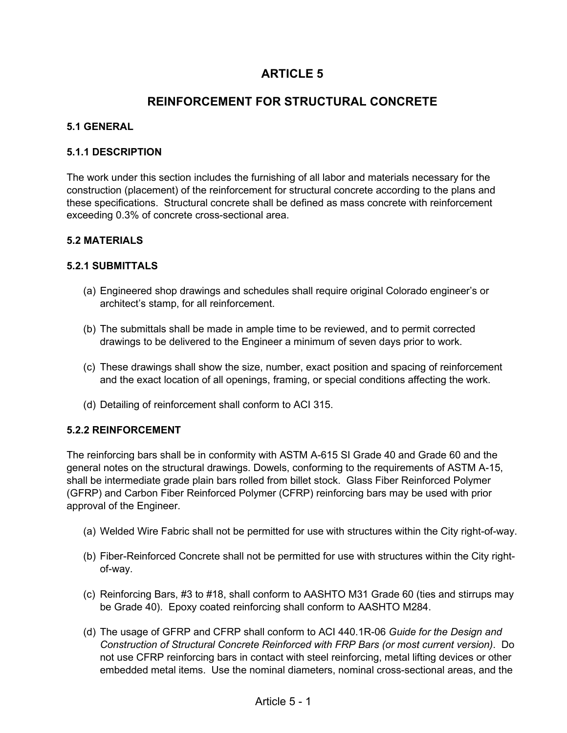# ARTICLE 5

## REINFORCEMENT FOR STRUCTURAL CONCRETE

### 5.1 GENERAL

### 5.1.1 DESCRIPTION

The work under this section includes the furnishing of all labor and materials necessary for the construction (placement) of the reinforcement for structural concrete according to the plans and these specifications. Structural concrete shall be defined as mass concrete with reinforcement exceeding 0.3% of concrete cross-sectional area.

### 5.2 MATERIALS

### 5.2.1 SUBMITTALS

(a) Engineered shop drawings and schedules shall require original Colorado engineer's or architect's stamp, for all reinforcement.

(b) The submittals shall be made in ample time to be reviewed, and to permit corrected drawings to be delivered to the Engineer a minimum of seven days prior to work.

(c) These drawings shall show the size, number, exact position and spacing of reinforcement and the exact location of all openings, framing, or special conditions affecting the work.

(d) Detailing of reinforcement shall conform to ACI 315.

### 5.2.2 REINFORCEMENT

The reinforcing bars shall be in conformity with ASTM A-615 SI Grade 40 and Grade 60 and the general notes on the structural drawings. Dowels, conforming to the requirements of ASTM A-15, shall be intermediate grade plain bars rolled from billet stock. Glass Fiber Reinforced Polymer (GFRP) and Carbon Fiber Reinforced Polymer (CFRP) reinforcing bars may be used with prior approval of the Engineer.

(a) Welded Wire Fabric shall not be permitted for use with structures within the City right-of-way.

(b) Fiber-Reinforced Concrete shall not be permitted for use with structures within the City right-of-way.

(c) Reinforcing Bars, #3 to #18, shall conform to AASHTO M31 Grade 60 (ties and stirrups may be Grade 40). Epoxy coated reinforcing shall conform to AASHTO M284.

(d) The usage of GFRP and CFRP shall conform to ACI 440.1R-06 *Guide for the Design and Construction of Structural Concrete Reinforced with FRP Bars (or most current version)*. Do not use CFRP reinforcing bars in contact with steel reinforcing, metal lifting devices or other embedded metal items. Use the nominal diameters, nominal cross-sectional areas, and the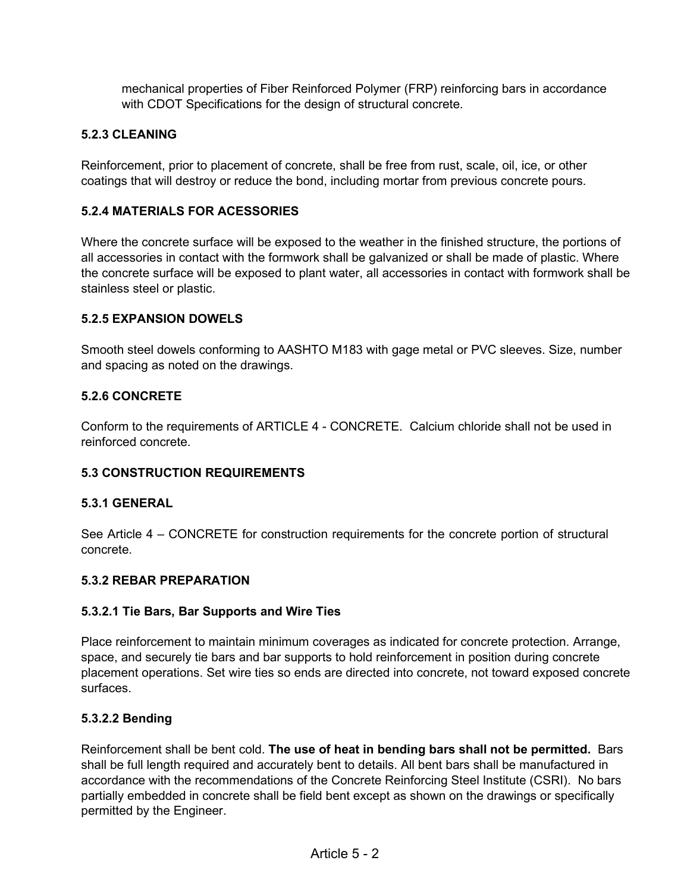mechanical properties of Fiber Reinforced Polymer (FRP) reinforcing bars in accordance with CDOT Specifications for the design of structural concrete.

### 5.2.3 CLEANING

Reinforcement, prior to placement of concrete, shall be free from rust, scale, oil, ice, or other coatings that will destroy or reduce the bond, including mortar from previous concrete pours.

### 5.2.4 MATERIALS FOR ACESSORIES

Where the concrete surface will be exposed to the weather in the finished structure, the portions of all accessories in contact with the formwork shall be galvanized or shall be made of plastic. Where the concrete surface will be exposed to plant water, all accessories in contact with formwork shall be stainless steel or plastic.

### 5.2.5 EXPANSION DOWELS

Smooth steel dowels conforming to AASHTO M183 with gage metal or PVC sleeves. Size, number and spacing as noted on the drawings.

### 5.2.6 CONCRETE

Conform to the requirements of ARTICLE 4 - CONCRETE. Calcium chloride shall not be used in reinforced concrete.

## 5.3 CONSTRUCTION REQUIREMENTS

### 5.3.1 GENERAL

See Article 4 – CONCRETE for construction requirements for the concrete portion of structural concrete.

### 5.3.2 REBAR PREPARATION

#### 5.3.2.1 Tie Bars, Bar Supports and Wire Ties

Place reinforcement to maintain minimum coverages as indicated for concrete protection. Arrange, space, and securely tie bars and bar supports to hold reinforcement in position during concrete placement operations. Set wire ties so ends are directed into concrete, not toward exposed concrete surfaces.

#### 5.3.2.2 Bending

Reinforcement shall be bent cold. **The use of heat in bending bars shall not be permitted.** Bars shall be full length required and accurately bent to details. All bent bars shall be manufactured in accordance with the recommendations of the Concrete Reinforcing Steel Institute (CSRI). No bars partially embedded in concrete shall be field bent except as shown on the drawings or specifically permitted by the Engineer.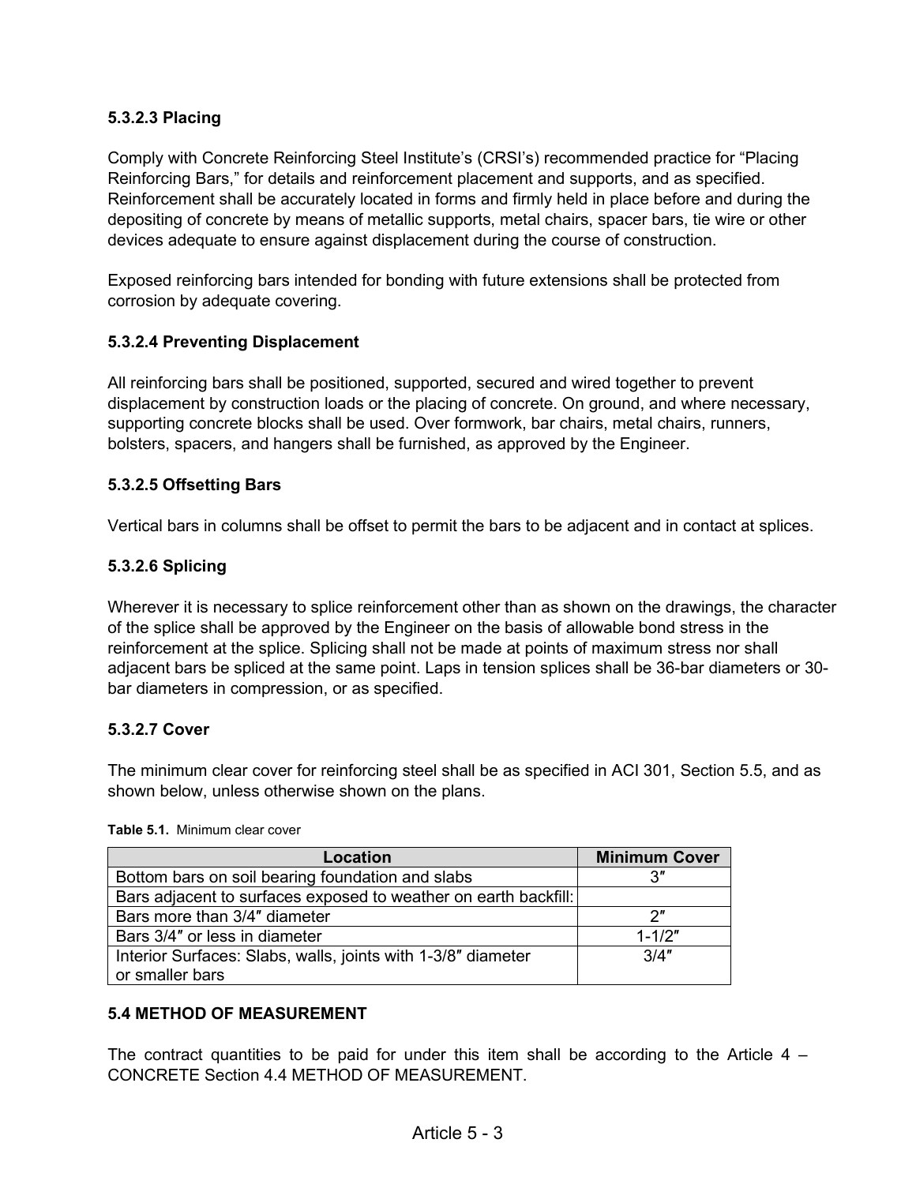### 5.3.2.3 Placing

Comply with Concrete Reinforcing Steel Institute's (CRSI's) recommended practice for "Placing Reinforcing Bars," for details and reinforcement placement and supports, and as specified. Reinforcement shall be accurately located in forms and firmly held in place before and during the depositing of concrete by means of metallic supports, metal chairs, spacer bars, tie wire or other devices adequate to ensure against displacement during the course of construction.

Exposed reinforcing bars intended for bonding with future extensions shall be protected from corrosion by adequate covering.

### 5.3.2.4 Preventing Displacement

All reinforcing bars shall be positioned, supported, secured and wired together to prevent displacement by construction loads or the placing of concrete. On ground, and where necessary, supporting concrete blocks shall be used. Over formwork, bar chairs, metal chairs, runners, bolsters, spacers, and hangers shall be furnished, as approved by the Engineer.

### 5.3.2.5 Offsetting Bars

Vertical bars in columns shall be offset to permit the bars to be adjacent and in contact at splices.

### 5.3.2.6 Splicing

Wherever it is necessary to splice reinforcement other than as shown on the drawings, the character of the splice shall be approved by the Engineer on the basis of allowable bond stress in the reinforcement at the splice. Splicing shall not be made at points of maximum stress nor shall adjacent bars be spliced at the same point. Laps in tension splices shall be 36-bar diameters or 30-bar diameters in compression, or as specified.

### 5.3.2.7 Cover

The minimum clear cover for reinforcing steel shall be as specified in ACI 301, Section 5.5, and as shown below, unless otherwise shown on the plans.

**Table 5.1.** Minimum clear cover

| Location | Minimum Cover |
|---|---|
| Bottom bars on soil bearing foundation and slabs | 3″ |
| Bars adjacent to surfaces exposed to weather on earth backfill: | |
| Bars more than 3/4″ diameter | 2″ |
| Bars 3/4″ or less in diameter | 1-1/2″ |
| Interior Surfaces: Slabs, walls, joints with 1-3/8″ diameter or smaller bars | 3/4″ |

## 5.4 METHOD OF MEASUREMENT

The contract quantities to be paid for under this item shall be according to the Article 4 – CONCRETE Section 4.4 METHOD OF MEASUREMENT.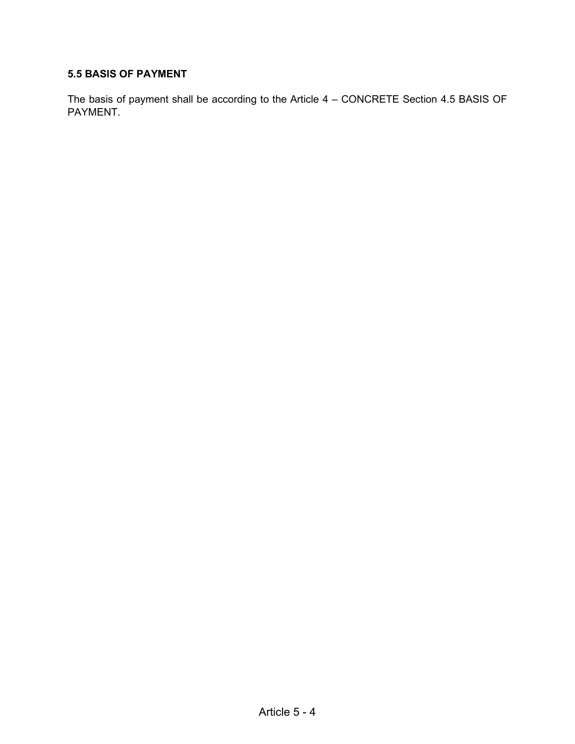### 5.5 BASIS OF PAYMENT

The basis of payment shall be according to the Article 4 – CONCRETE Section 4.5 BASIS OF PAYMENT.